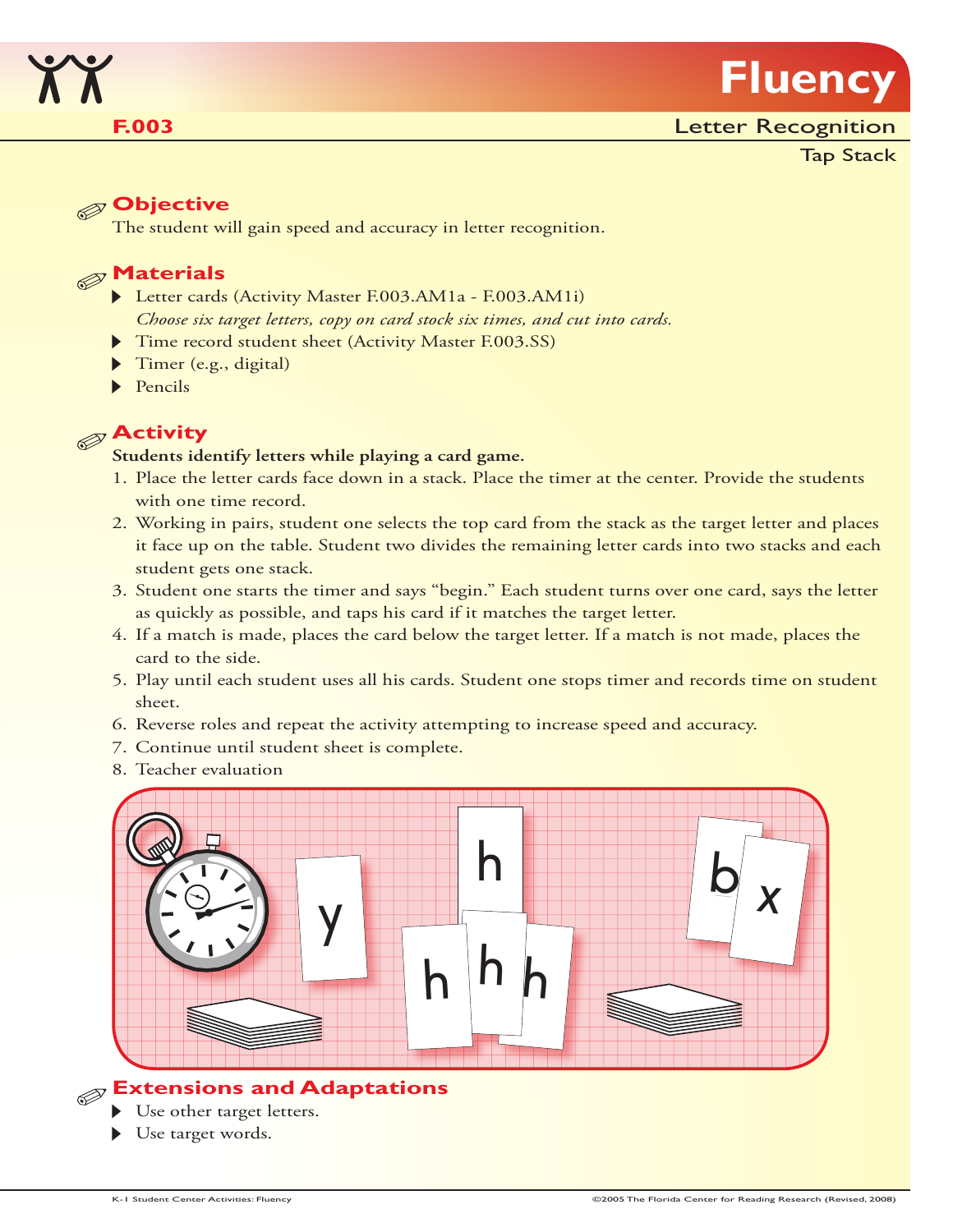# Fluency

**F.003**

## Letter Recognition

### Tap Stack

## Objective

The student will gain speed and accuracy in letter recognition.

## Materials

- Letter cards (Activity Master F.003.AM1a - F.003.AM1i)
  *Choose six target letters, copy on card stock six times, and cut into cards.*
- Time record student sheet (Activity Master F.003.SS)
- Timer (e.g., digital)
- Pencils

## Activity

**Students identify letters while playing a card game.**

1. Place the letter cards face down in a stack. Place the timer at the center. Provide the students with one time record.
2. Working in pairs, student one selects the top card from the stack as the target letter and places it face up on the table. Student two divides the remaining letter cards into two stacks and each student gets one stack.
3. Student one starts the timer and says "begin." Each student turns over one card, says the letter as quickly as possible, and taps his card if it matches the target letter.
4. If a match is made, places the card below the target letter. If a match is not made, places the card to the side.
5. Play until each student uses all his cards. Student one stops timer and records time on student sheet.
6. Reverse roles and repeat the activity attempting to increase speed and accuracy.
7. Continue until student sheet is complete.
8. Teacher evaluation

## Extensions and Adaptations

- Use other target letters.
- Use target words.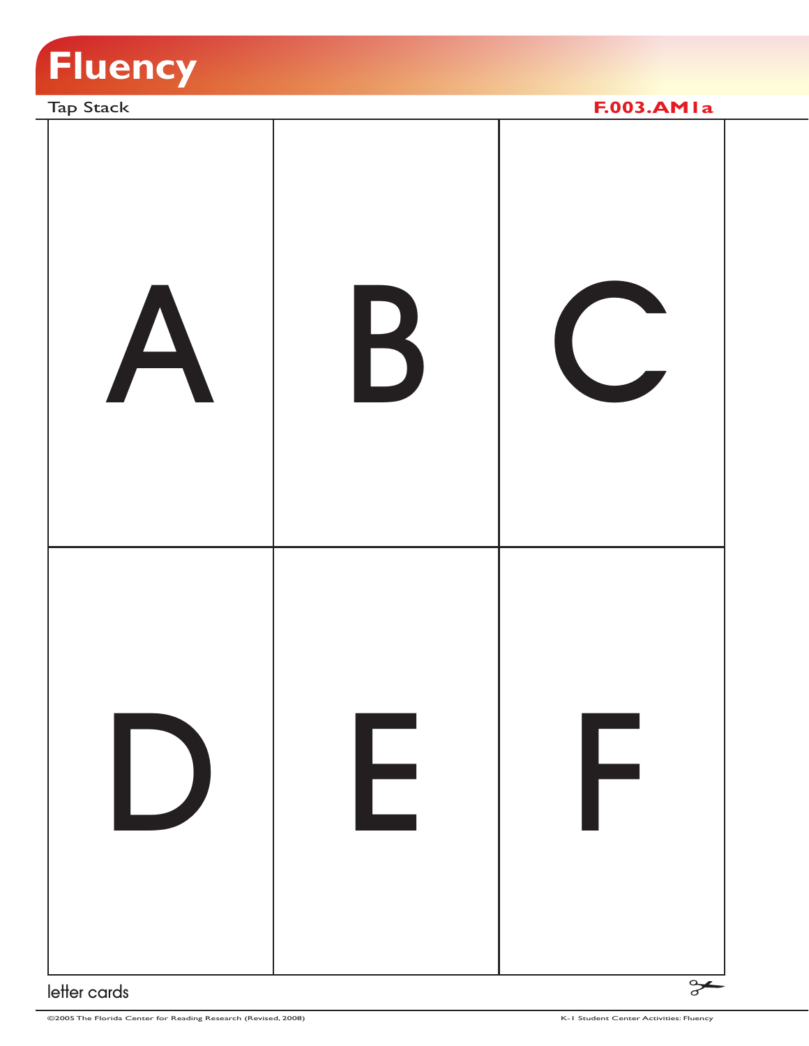# Fluency

Tap Stack **F.003.AM1a**

| A | B | C |
| --- | --- | --- |
| D | E | F |

letter cards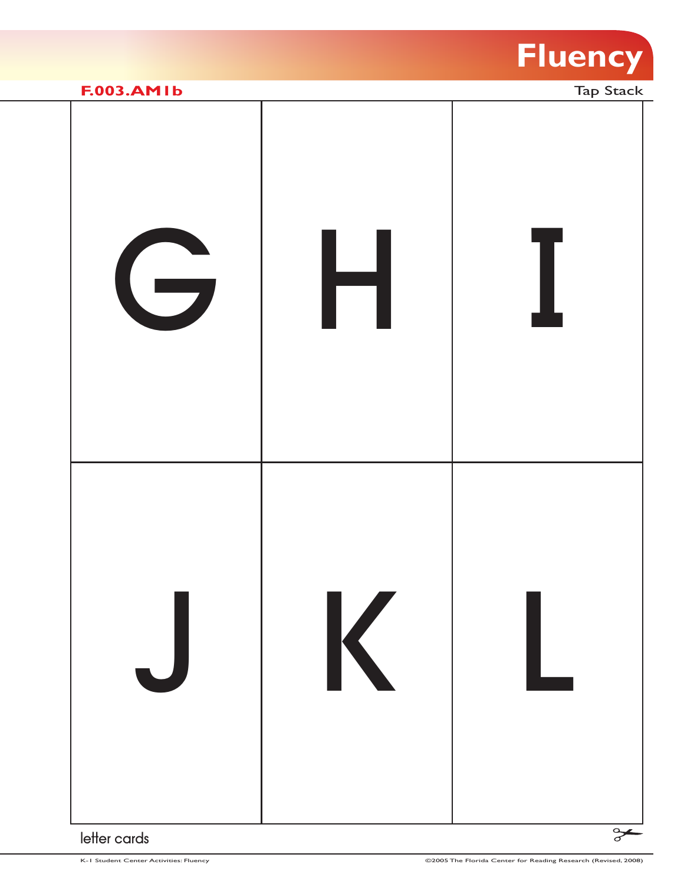**F.003.AM1b**

Tap Stack

| | | |
|---|---|---|
| G | H | I |
| J | K | L |

letter cards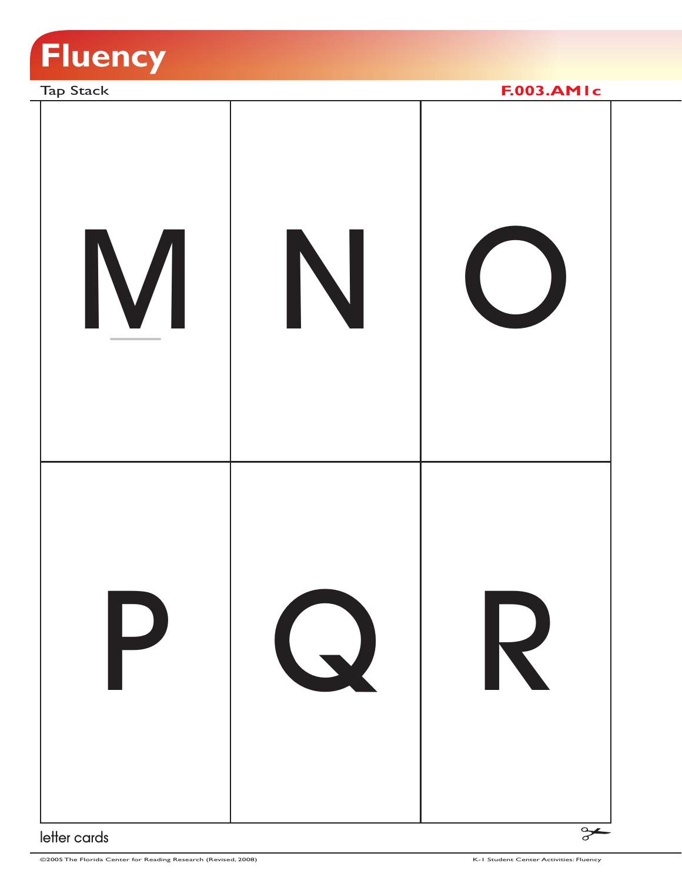# Fluency

Tap Stack

F.003.AM1c

| M | N | O |
|---|---|---|
| P | Q | R |

letter cards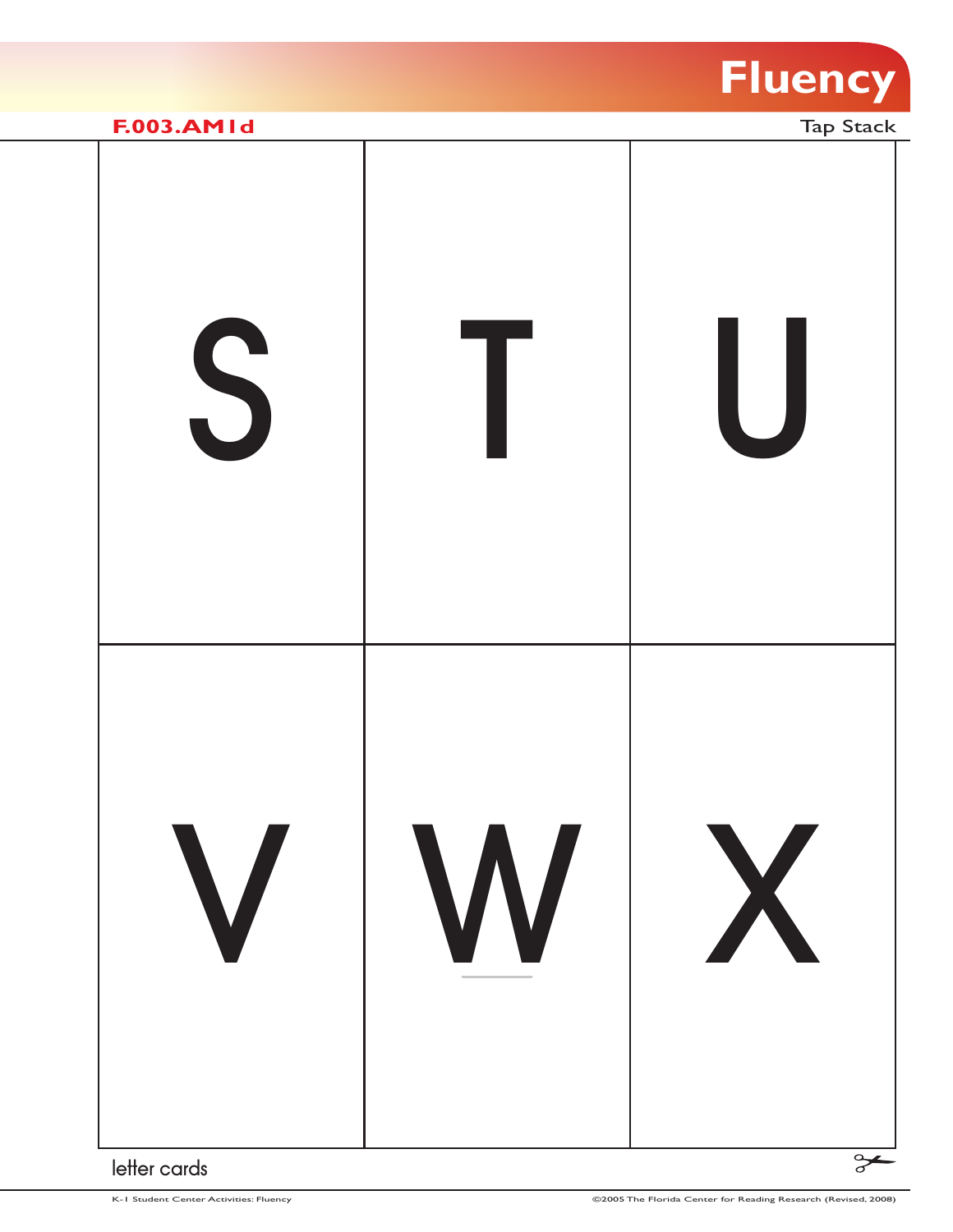# Fluency

**F.003.AM1d**

Tap Stack

| S | T | U |
|---|---|---|
| V | W | X |

letter cards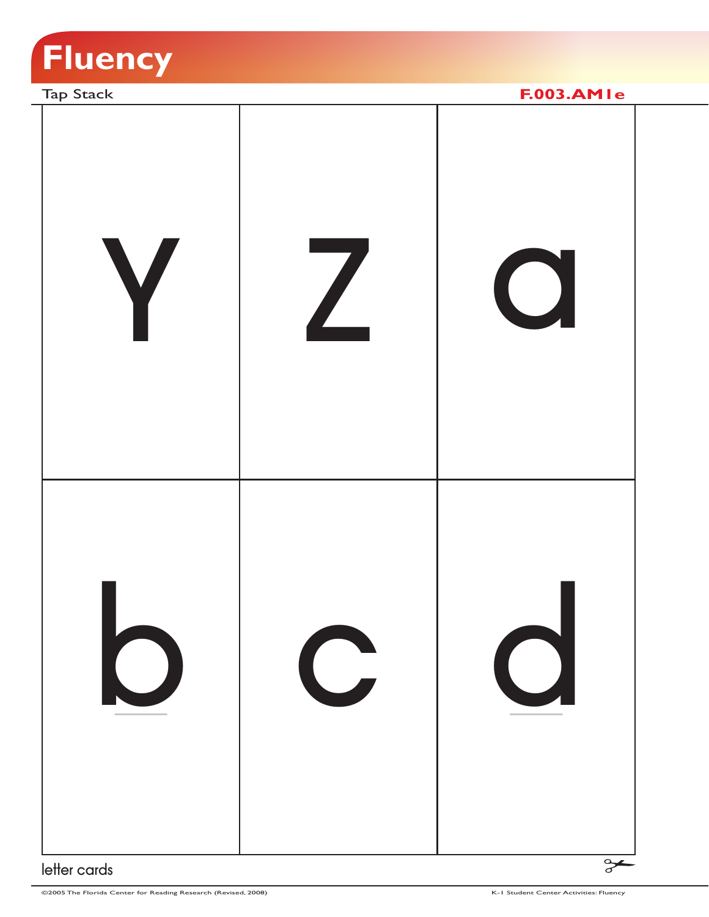# Fluency

Tap Stack

**F.003.AM1e**

| | | |
|---|---|---|
| y | z | a |
| b | c | d |

letter cards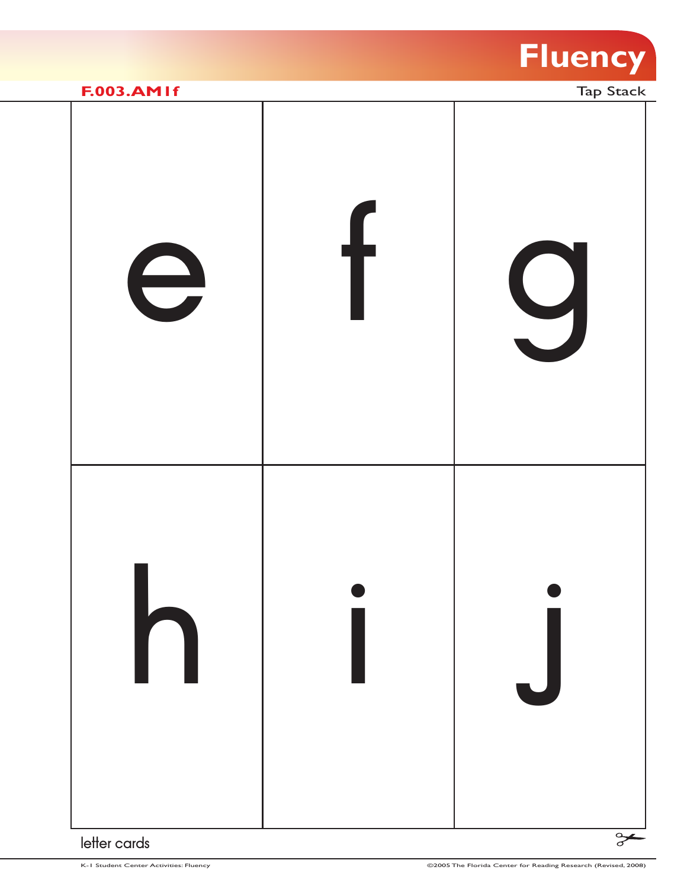# Fluency

**F.003.AM1f**

Tap Stack

| | | |
|---|---|---|
| e | f | g |
| h | i | j |

letter cards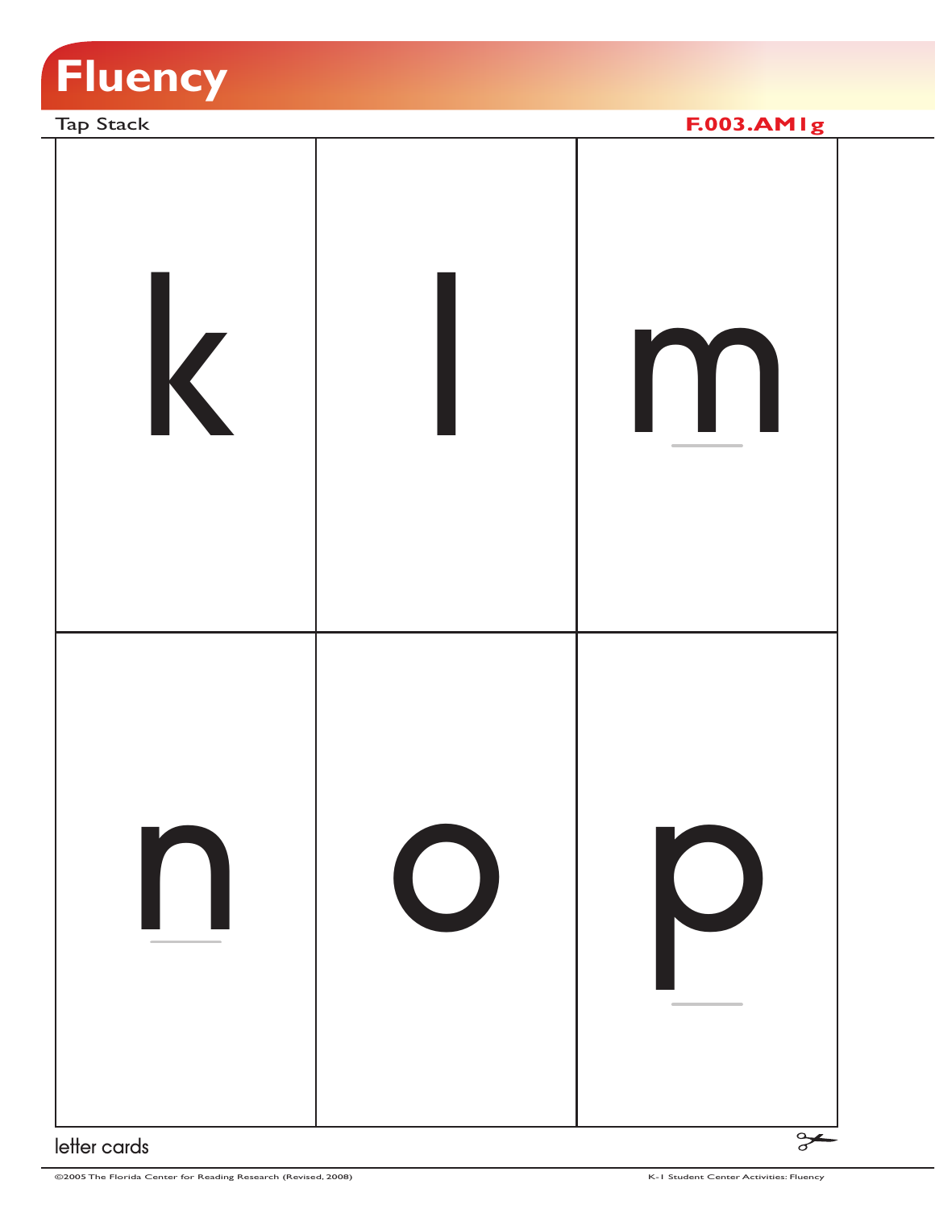# Fluency

Tap Stack

**F.003.AM1g**

| k | l | m |
|---|---|---|
| n | o | p |

letter cards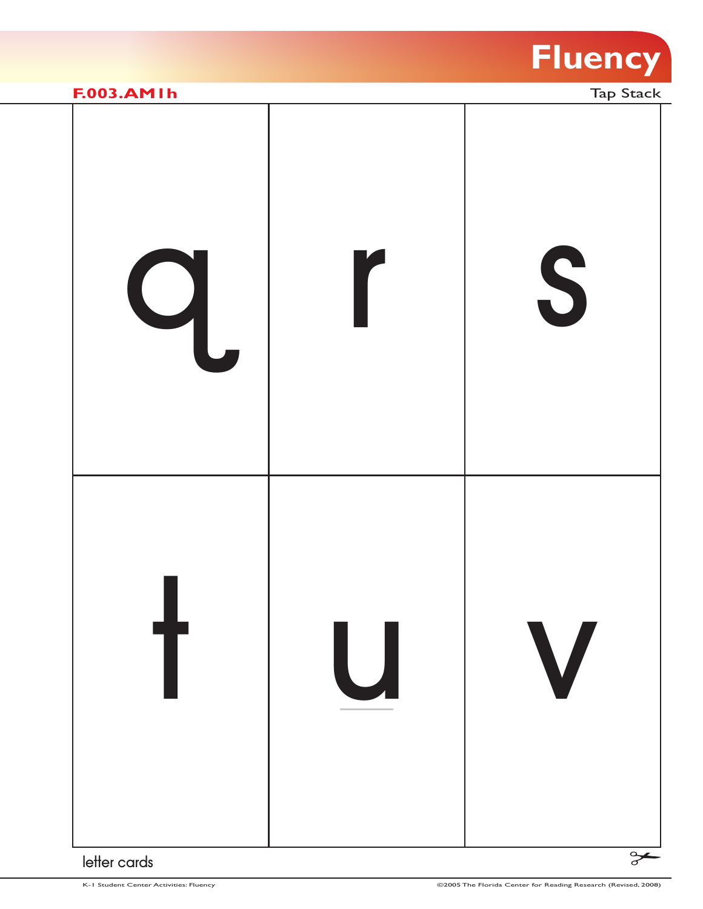# Fluency

**F.003.AM1h**

Tap Stack

| | | |
|---|---|---|
| q | r | s |
| t | u | v |

letter cards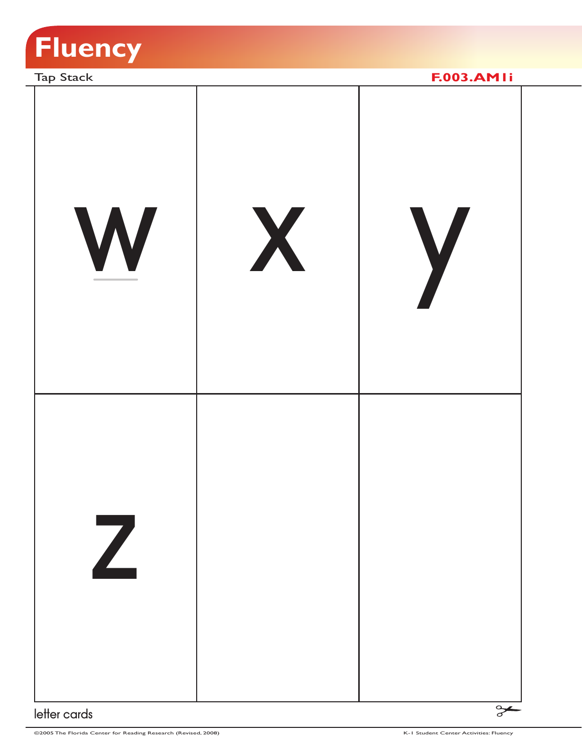# Fluency

Tap Stack

**F.003.AM1i**

| | | |
|---|---|---|
| w | x | y |
| z | | |

letter cards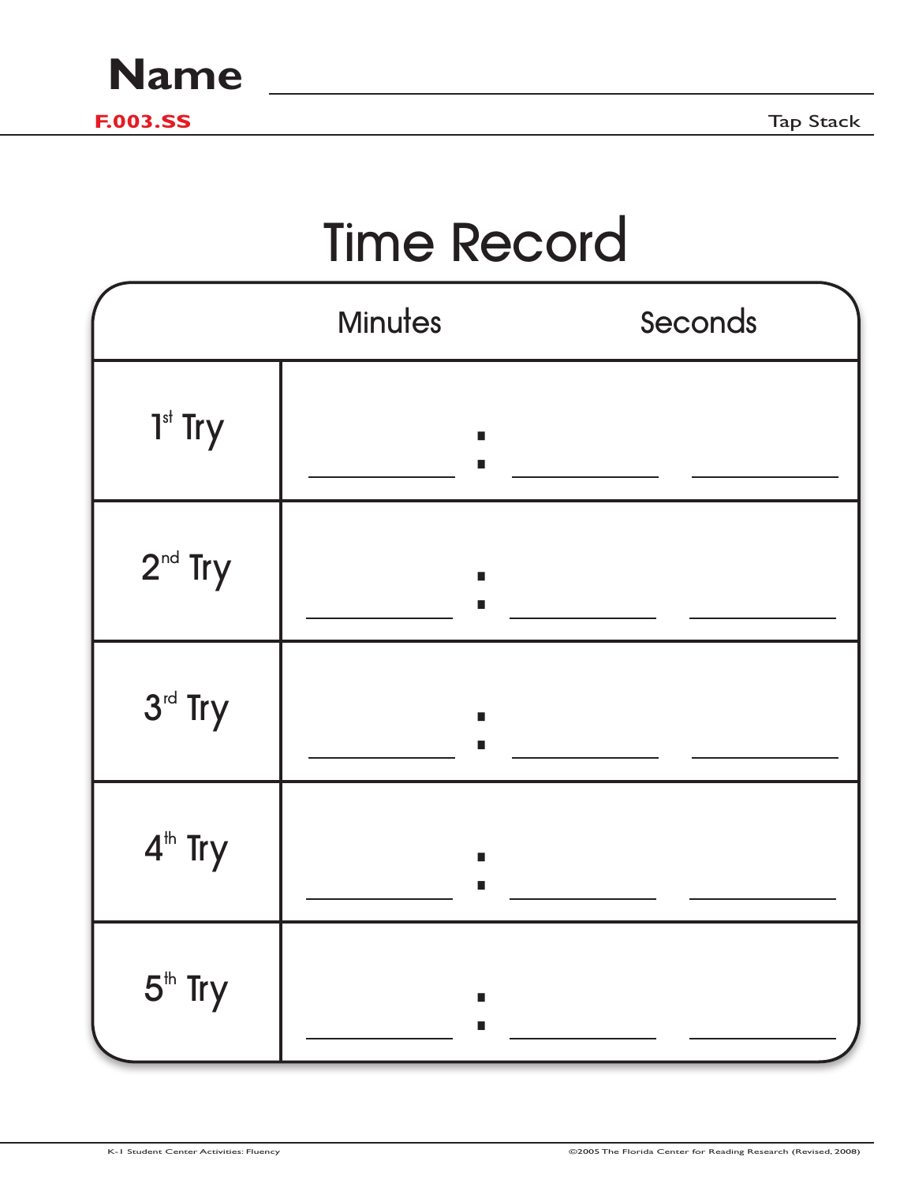# Name ______________________

**F.003.SS** Tap Stack

## Time Record

| | Minutes | Seconds |
|---|---|---|
| 1st Try | ______ : | ______ ______ |
| 2nd Try | ______ : | ______ ______ |
| 3rd Try | ______ : | ______ ______ |
| 4th Try | ______ : | ______ ______ |
| 5th Try | ______ : | ______ ______ |

K-1 Student Center Activities: Fluency ©2005 The Florida Center for Reading Research (Revised, 2008)